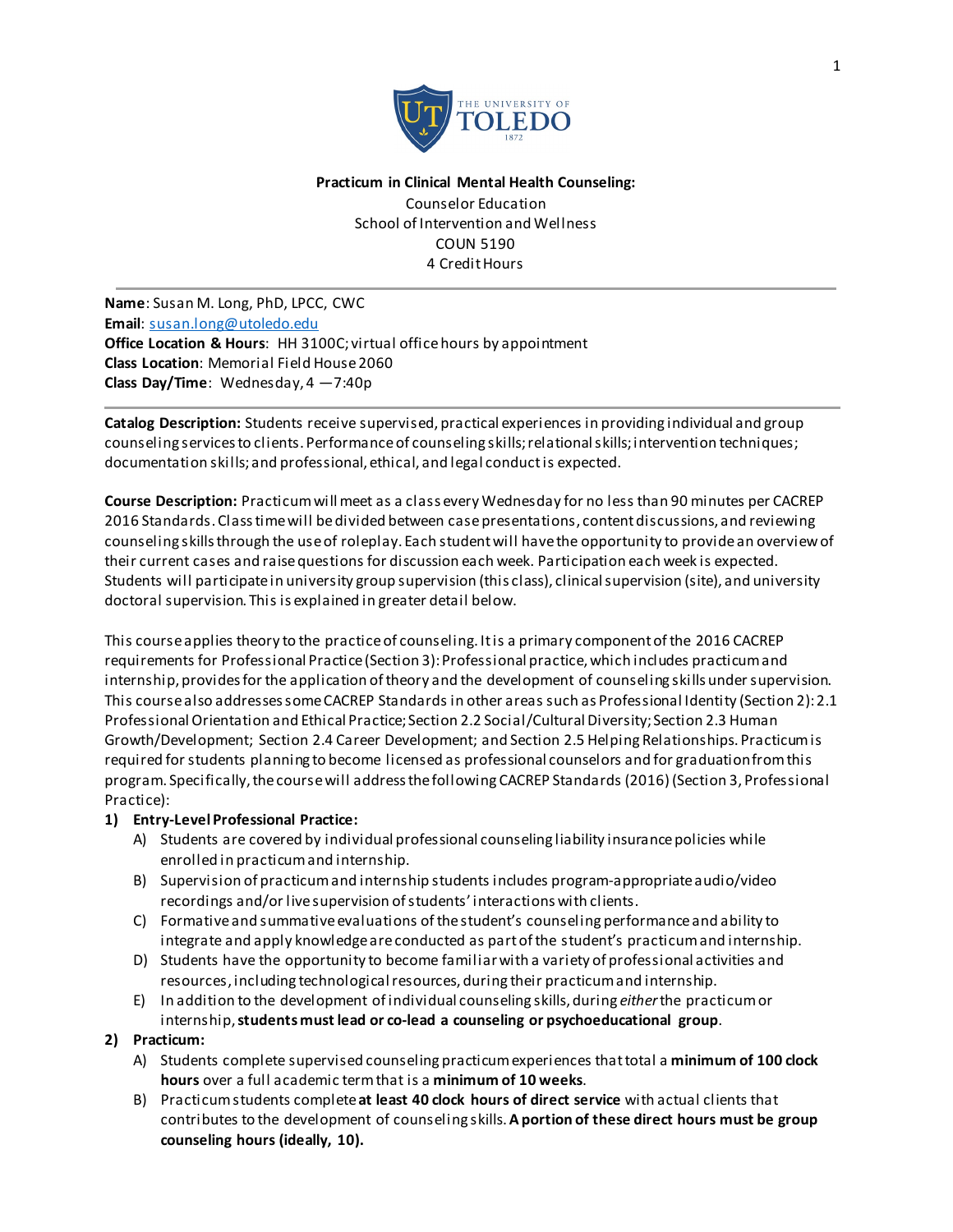**Practicum in Clinical Mental Health Counseling:**
Counselor Education
School of Intervention and Wellness
COUN 5190
4 Credit Hours

---

**Name**: Susan M. Long, PhD, LPCC, CWC
**Email**: susan.long@utoledo.edu
**Office Location & Hours**: HH 3100C; virtual office hours by appointment
**Class Location**: Memorial Field House 2060
**Class Day/Time**: Wednesday, 4 —7:40p

---

**Catalog Description:** Students receive supervised, practical experiences in providing individual and group counseling services to clients. Performance of counseling skills; relational skills; intervention techniques; documentation skills; and professional, ethical, and legal conduct is expected.

**Course Description:** Practicum will meet as a class every Wednesday for no less than 90 minutes per CACREP 2016 Standards. Class time will be divided between case presentations, content discussions, and reviewing counseling skills through the use of roleplay. Each student will have the opportunity to provide an overview of their current cases and raise questions for discussion each week. Participation each week is expected. Students will participate in university group supervision (this class), clinical supervision (site), and university doctoral supervision. This is explained in greater detail below.

This course applies theory to the practice of counseling. It is a primary component of the 2016 CACREP requirements for Professional Practice (Section 3): Professional practice, which includes practicum and internship, provides for the application of theory and the development of counseling skills under supervision. This course also addresses some CACREP Standards in other areas such as Professional Identity (Section 2): 2.1 Professional Orientation and Ethical Practice; Section 2.2 Social/Cultural Diversity; Section 2.3 Human Growth/Development; Section 2.4 Career Development; and Section 2.5 Helping Relationships. Practicum is required for students planning to become licensed as professional counselors and for graduation from this program. Specifically, the course will address the following CACREP Standards (2016) (Section 3, Professional Practice):

1) **Entry-Level Professional Practice:**
   A) Students are covered by individual professional counseling liability insurance policies while enrolled in practicum and internship.
   B) Supervision of practicum and internship students includes program-appropriate audio/video recordings and/or live supervision of students' interactions with clients.
   C) Formative and summative evaluations of the student's counseling performance and ability to integrate and apply knowledge are conducted as part of the student's practicum and internship.
   D) Students have the opportunity to become familiar with a variety of professional activities and resources, including technological resources, during their practicum and internship.
   E) In addition to the development of individual counseling skills, during *either* the practicum or internship, **students must lead or co-lead a counseling or psychoeducational group**.
2) **Practicum:**
   A) Students complete supervised counseling practicum experiences that total a **minimum of 100 clock hours** over a full academic term that is a **minimum of 10 weeks**.
   B) Practicum students complete **at least 40 clock hours of direct service** with actual clients that contributes to the development of counseling skills. **A portion of these direct hours must be group counseling hours (ideally, 10).**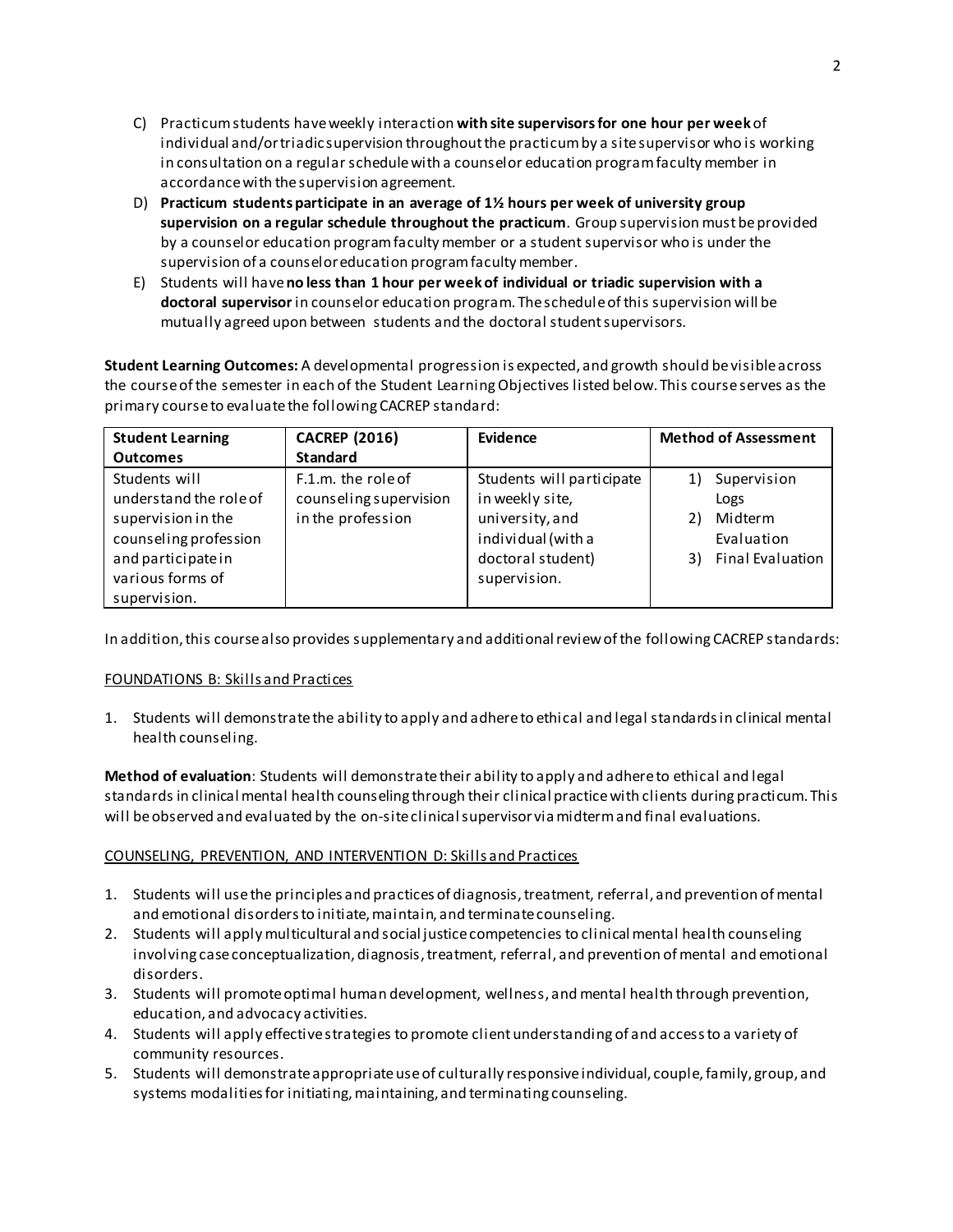C) Practicum students have weekly interaction **with site supervisors for one hour per week** of individual and/or triadic supervision throughout the practicum by a site supervisor who is working in consultation on a regular schedule with a counselor education program faculty member in accordance with the supervision agreement.

D) **Practicum students participate in an average of 1½ hours per week of university group supervision on a regular schedule throughout the practicum**. Group supervision must be provided by a counselor education program faculty member or a student supervisor who is under the supervision of a counselor education program faculty member.

E) Students will have **no less than 1 hour per week of individual or triadic supervision with a doctoral supervisor** in counselor education program. The schedule of this supervision will be mutually agreed upon between students and the doctoral student supervisors.

**Student Learning Outcomes:** A developmental progression is expected, and growth should be visible across the course of the semester in each of the Student Learning Objectives listed below. This course serves as the primary course to evaluate the following CACREP standard:

| Student Learning Outcomes | CACREP (2016) Standard | Evidence | Method of Assessment |
|---|---|---|---|
| Students will understand the role of supervision in the counseling profession and participate in various forms of supervision. | F.1.m. the role of counseling supervision in the profession | Students will participate in weekly site, university, and individual (with a doctoral student) supervision. | 1) Supervision Logs<br>2) Midterm Evaluation<br>3) Final Evaluation |

In addition, this course also provides supplementary and additional review of the following CACREP standards:

FOUNDATIONS B: Skills and Practices

1. Students will demonstrate the ability to apply and adhere to ethical and legal standards in clinical mental health counseling.

**Method of evaluation**: Students will demonstrate their ability to apply and adhere to ethical and legal standards in clinical mental health counseling through their clinical practice with clients during practicum. This will be observed and evaluated by the on-site clinical supervisor via midterm and final evaluations.

COUNSELING, PREVENTION, AND INTERVENTION D: Skills and Practices

1. Students will use the principles and practices of diagnosis, treatment, referral, and prevention of mental and emotional disorders to initiate, maintain, and terminate counseling.
2. Students will apply multicultural and social justice competencies to clinical mental health counseling involving case conceptualization, diagnosis, treatment, referral, and prevention of mental and emotional disorders.
3. Students will promote optimal human development, wellness, and mental health through prevention, education, and advocacy activities.
4. Students will apply effective strategies to promote client understanding of and access to a variety of community resources.
5. Students will demonstrate appropriate use of culturally responsive individual, couple, family, group, and systems modalities for initiating, maintaining, and terminating counseling.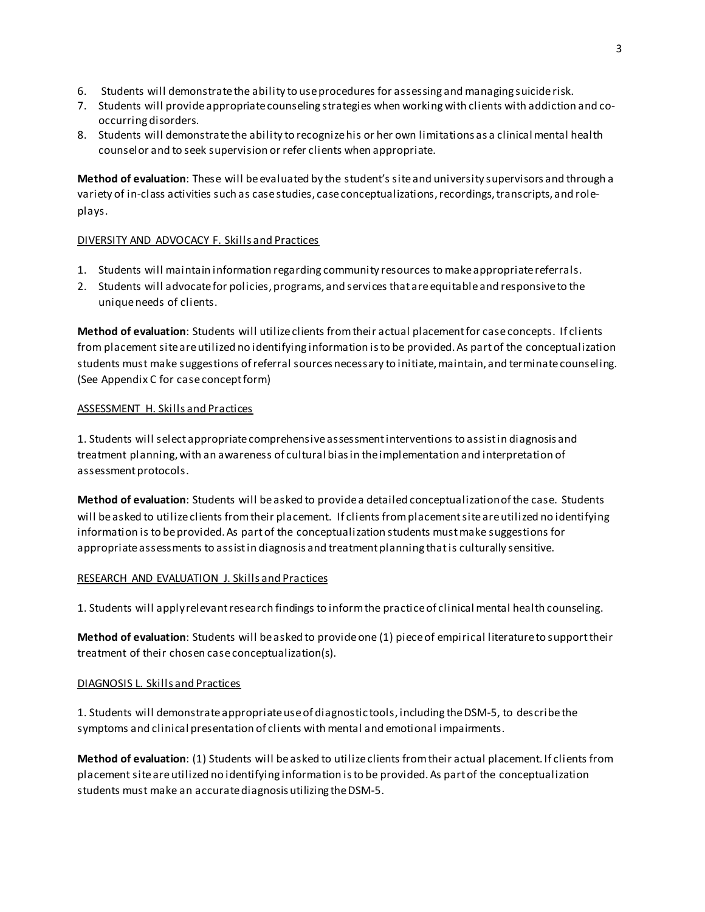6. Students will demonstrate the ability to use procedures for assessing and managing suicide risk.
7. Students will provide appropriate counseling strategies when working with clients with addiction and co-occurring disorders.
8. Students will demonstrate the ability to recognize his or her own limitations as a clinical mental health counselor and to seek supervision or refer clients when appropriate.

**Method of evaluation**: These will be evaluated by the student's site and university supervisors and through a variety of in-class activities such as case studies, case conceptualizations, recordings, transcripts, and role-plays.

<u>DIVERSITY AND ADVOCACY F. Skills and Practices</u>

1. Students will maintain information regarding community resources to make appropriate referrals.
2. Students will advocate for policies, programs, and services that are equitable and responsive to the unique needs of clients.

**Method of evaluation**: Students will utilize clients from their actual placement for case concepts. If clients from placement site are utilized no identifying information is to be provided. As part of the conceptualization students must make suggestions of referral sources necessary to initiate, maintain, and terminate counseling. (See Appendix C for case concept form)

<u>ASSESSMENT H. Skills and Practices</u>

1. Students will select appropriate comprehensive assessment interventions to assist in diagnosis and treatment planning, with an awareness of cultural bias in the implementation and interpretation of assessment protocols.

**Method of evaluation**: Students will be asked to provide a detailed conceptualization of the case. Students will be asked to utilize clients from their placement. If clients from placement site are utilized no identifying information is to be provided. As part of the conceptualization students must make suggestions for appropriate assessments to assist in diagnosis and treatment planning that is culturally sensitive.

<u>RESEARCH AND EVALUATION J. Skills and Practices</u>

1. Students will apply relevant research findings to inform the practice of clinical mental health counseling.

**Method of evaluation**: Students will be asked to provide one (1) piece of empirical literature to support their treatment of their chosen case conceptualization(s).

<u>DIAGNOSIS L. Skills and Practices</u>

1. Students will demonstrate appropriate use of diagnostic tools, including the DSM-5, to describe the symptoms and clinical presentation of clients with mental and emotional impairments.

**Method of evaluation**: (1) Students will be asked to utilize clients from their actual placement. If clients from placement site are utilized no identifying information is to be provided. As part of the conceptualization students must make an accurate diagnosis utilizing the DSM-5.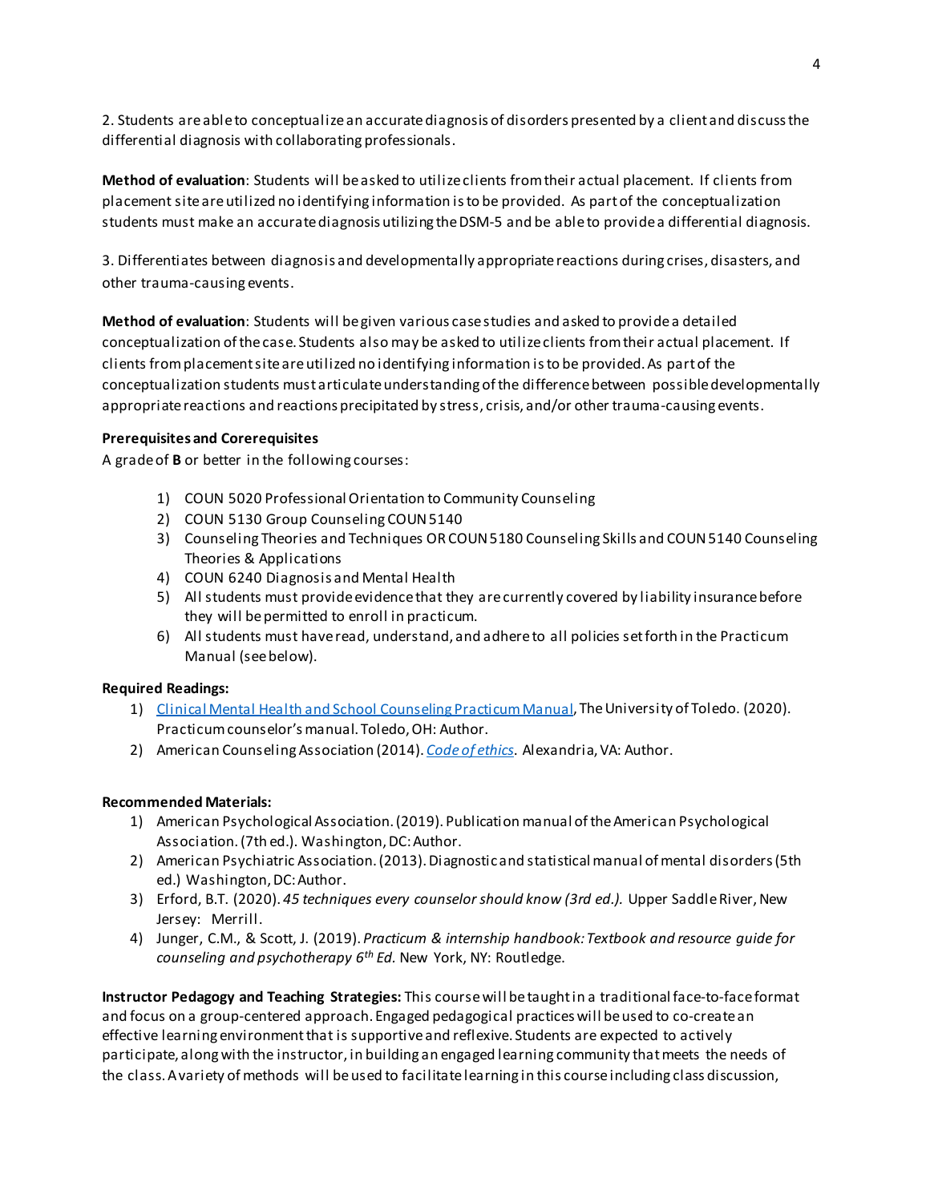2. Students are able to conceptualize an accurate diagnosis of disorders presented by a client and discuss the differential diagnosis with collaborating professionals.

**Method of evaluation**: Students will be asked to utilize clients from their actual placement. If clients from placement site are utilized no identifying information is to be provided. As part of the conceptualization students must make an accurate diagnosis utilizing the DSM-5 and be able to provide a differential diagnosis.

3. Differentiates between diagnosis and developmentally appropriate reactions during crises, disasters, and other trauma-causing events.

**Method of evaluation**: Students will be given various case studies and asked to provide a detailed conceptualization of the case. Students also may be asked to utilize clients from their actual placement. If clients from placement site are utilized no identifying information is to be provided. As part of the conceptualization students must articulate understanding of the difference between possible developmentally appropriate reactions and reactions precipitated by stress, crisis, and/or other trauma-causing events.

**Prerequisites and Corerequisites**

A grade of **B** or better in the following courses:

1) COUN 5020 Professional Orientation to Community Counseling
2) COUN 5130 Group Counseling COUN 5140
3) Counseling Theories and Techniques OR COUN 5180 Counseling Skills and COUN 5140 Counseling Theories & Applications
4) COUN 6240 Diagnosis and Mental Health
5) All students must provide evidence that they are currently covered by liability insurance before they will be permitted to enroll in practicum.
6) All students must have read, understand, and adhere to all policies set forth in the Practicum Manual (see below).

**Required Readings:**

1) Clinical Mental Health and School Counseling Practicum Manual, The University of Toledo. (2020). Practicum counselor's manual. Toledo, OH: Author.
2) American Counseling Association (2014). *Code of ethics*. Alexandria, VA: Author.

**Recommended Materials:**

1) American Psychological Association. (2019). Publication manual of the American Psychological Association. (7th ed.). Washington, DC: Author.
2) American Psychiatric Association. (2013). Diagnostic and statistical manual of mental disorders (5th ed.) Washington, DC: Author.
3) Erford, B.T. (2020). *45 techniques every counselor should know (3rd ed.).* Upper Saddle River, New Jersey: Merrill.
4) Junger, C.M., & Scott, J. (2019). *Practicum & internship handbook: Textbook and resource guide for counseling and psychotherapy 6th Ed.* New York, NY: Routledge.

**Instructor Pedagogy and Teaching Strategies:** This course will be taught in a traditional face-to-face format and focus on a group-centered approach. Engaged pedagogical practices will be used to co-create an effective learning environment that is supportive and reflexive. Students are expected to actively participate, along with the instructor, in building an engaged learning community that meets the needs of the class. A variety of methods will be used to facilitate learning in this course including class discussion,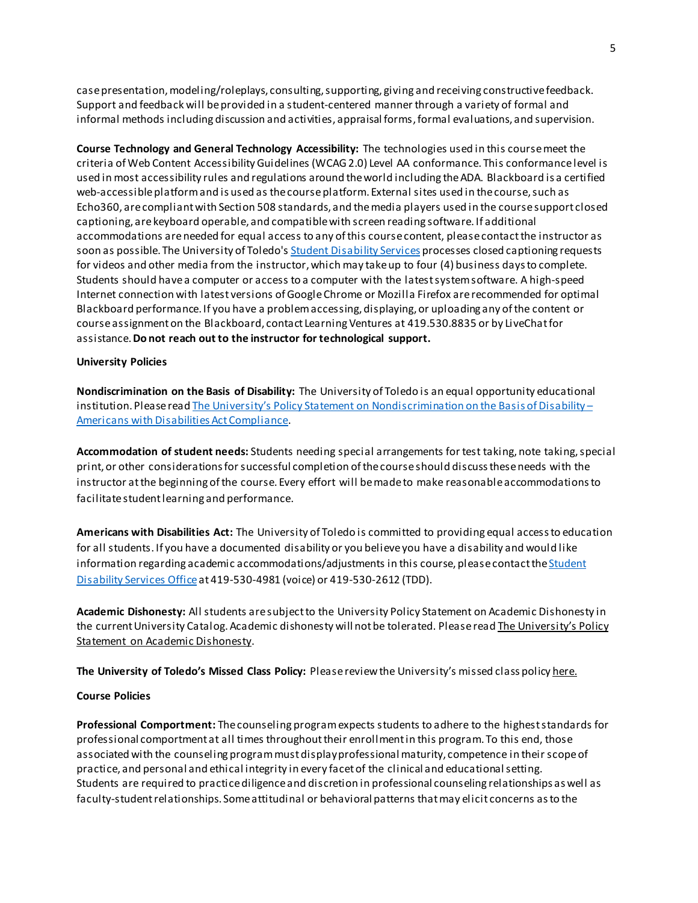case presentation, modeling/roleplays, consulting, supporting, giving and receiving constructive feedback. Support and feedback will be provided in a student-centered manner through a variety of formal and informal methods including discussion and activities, appraisal forms, formal evaluations, and supervision.

**Course Technology and General Technology Accessibility:** The technologies used in this course meet the criteria of Web Content Accessibility Guidelines (WCAG 2.0) Level AA conformance. This conformance level is used in most accessibility rules and regulations around the world including the ADA. Blackboard is a certified web-accessible platform and is used as the course platform. External sites used in the course, such as Echo360, are compliant with Section 508 standards, and the media players used in the course support closed captioning, are keyboard operable, and compatible with screen reading software. If additional accommodations are needed for equal access to any of this course content, please contact the instructor as soon as possible. The University of Toledo's [Student Disability Services]() processes closed captioning requests for videos and other media from the instructor, which may take up to four (4) business days to complete. Students should have a computer or access to a computer with the latest system software. A high-speed Internet connection with latest versions of Google Chrome or Mozilla Firefox are recommended for optimal Blackboard performance. If you have a problem accessing, displaying, or uploading any of the content or course assignment on the Blackboard, contact Learning Ventures at 419.530.8835 or by LiveChat for assistance. **Do not reach out to the instructor for technological support.**

**University Policies**

**Nondiscrimination on the Basis of Disability:** The University of Toledo is an equal opportunity educational institution. Please read [The University's Policy Statement on Nondiscrimination on the Basis of Disability – Americans with Disabilities Act Compliance]().

**Accommodation of student needs:** Students needing special arrangements for test taking, note taking, special print, or other considerations for successful completion of the course should discuss these needs with the instructor at the beginning of the course. Every effort will be made to make reasonable accommodations to facilitate student learning and performance.

**Americans with Disabilities Act:** The University of Toledo is committed to providing equal access to education for all students. If you have a documented disability or you believe you have a disability and would like information regarding academic accommodations/adjustments in this course, please contact the [Student Disability Services Office]() at 419-530-4981 (voice) or 419-530-2612 (TDD).

**Academic Dishonesty:** All students are subject to the University Policy Statement on Academic Dishonesty in the current University Catalog. Academic dishonesty will not be tolerated. Please read The University's Policy Statement on Academic Dishonesty.

**The University of Toledo's Missed Class Policy:** Please review the University's missed class policy here.

**Course Policies**

**Professional Comportment:** The counseling program expects students to adhere to the highest standards for professional comportment at all times throughout their enrollment in this program. To this end, those associated with the counseling program must display professional maturity, competence in their scope of practice, and personal and ethical integrity in every facet of the clinical and educational setting. Students are required to practice diligence and discretion in professional counseling relationships as well as faculty-student relationships. Some attitudinal or behavioral patterns that may elicit concerns as to the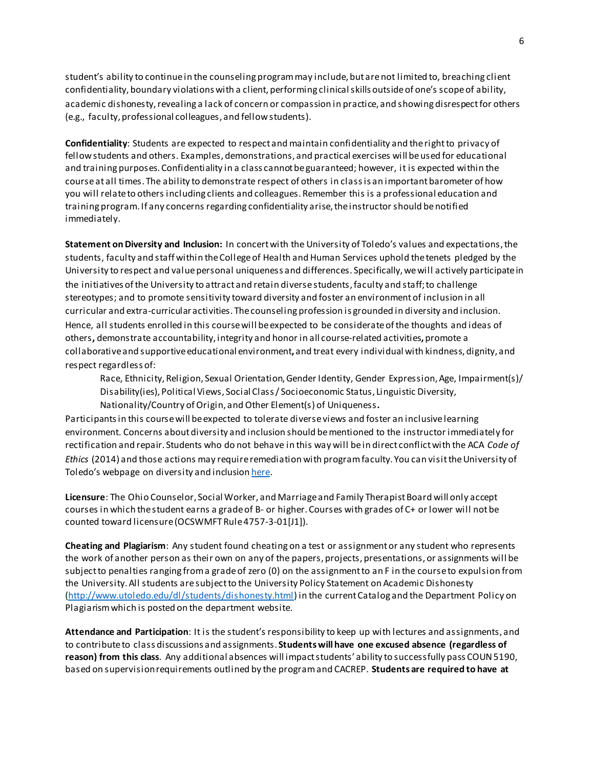student's ability to continue in the counseling program may include, but are not limited to, breaching client confidentiality, boundary violations with a client, performing clinical skills outside of one's scope of ability, academic dishonesty, revealing a lack of concern or compassion in practice, and showing disrespect for others (e.g., faculty, professional colleagues, and fellow students).

**Confidentiality**: Students are expected to respect and maintain confidentiality and the right to privacy of fellow students and others. Examples, demonstrations, and practical exercises will be used for educational and training purposes. Confidentiality in a class cannot be guaranteed; however, it is expected within the course at all times. The ability to demonstrate respect of others in class is an important barometer of how you will relate to others including clients and colleagues. Remember this is a professional education and training program. If any concerns regarding confidentiality arise, the instructor should be notified immediately.

**Statement on Diversity and Inclusion:** In concert with the University of Toledo's values and expectations, the students, faculty and staff within the College of Health and Human Services uphold the tenets pledged by the University to respect and value personal uniqueness and differences. Specifically, we will actively participate in the initiatives of the University to attract and retain diverse students, faculty and staff; to challenge stereotypes; and to promote sensitivity toward diversity and foster an environment of inclusion in all curricular and extra-curricular activities. The counseling profession is grounded in diversity and inclusion. Hence, all students enrolled in this course will be expected to be considerate of the thoughts and ideas of others**,** demonstrate accountability, integrity and honor in all course-related activities**,** promote a collaborative and supportive educational environment**,** and treat every individual with kindness, dignity, and respect regardless of:

> Race, Ethnicity, Religion, Sexual Orientation, Gender Identity, Gender Expression, Age, Impairment(s)/ Disability(ies), Political Views, Social Class / Socioeconomic Status, Linguistic Diversity, Nationality/Country of Origin, and Other Element(s) of Uniqueness**.**

Participants in this course will be expected to tolerate diverse views and foster an inclusive learning environment. Concerns about diversity and inclusion should be mentioned to the instructor immediately for rectification and repair. Students who do not behave in this way will be in direct conflict with the ACA *Code of Ethics* (2014) and those actions may require remediation with program faculty. You can visit the University of Toledo's webpage on diversity and inclusion [here](here).

**Licensure**: The Ohio Counselor, Social Worker, and Marriage and Family Therapist Board will only accept courses in which the student earns a grade of B- or higher. Courses with grades of C+ or lower will not be counted toward licensure (OCSWMFT Rule 4757-3-01[J1]).

**Cheating and Plagiarism**: Any student found cheating on a test or assignment or any student who represents the work of another person as their own on any of the papers, projects, presentations, or assignments will be subject to penalties ranging from a grade of zero (0) on the assignment to an F in the course to expulsion from the University. All students are subject to the University Policy Statement on Academic Dishonesty (http://www.utoledo.edu/dl/students/dishonesty.html) in the current Catalog and the Department Policy on Plagiarism which is posted on the department website.

**Attendance and Participation**: It is the student's responsibility to keep up with lectures and assignments, and to contribute to class discussions and assignments. **Students will have one excused absence (regardless of reason) from this class**. Any additional absences will impact students' ability to successfully pass COUN 5190, based on supervision requirements outlined by the program and CACREP. **Students are required to have at**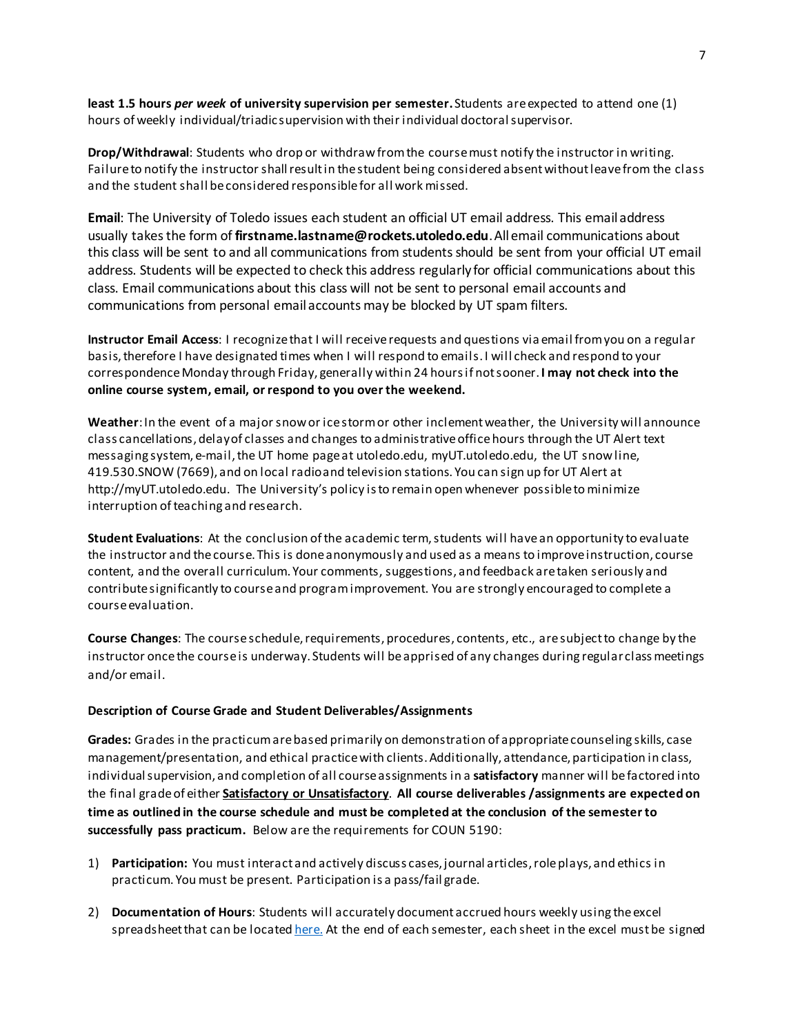**least 1.5 hours *per week* of university supervision per semester.** Students are expected to attend one (1) hours of weekly individual/triadic supervision with their individual doctoral supervisor.

**Drop/Withdrawal**: Students who drop or withdraw from the course must notify the instructor in writing. Failure to notify the instructor shall result in the student being considered absent without leave from the class and the student shall be considered responsible for all work missed.

**Email**: The University of Toledo issues each student an official UT email address. This email address usually takes the form of **firstname.lastname@rockets.utoledo.edu**. All email communications about this class will be sent to and all communications from students should be sent from your official UT email address. Students will be expected to check this address regularly for official communications about this class. Email communications about this class will not be sent to personal email accounts and communications from personal email accounts may be blocked by UT spam filters.

**Instructor Email Access**: I recognize that I will receive requests and questions via email from you on a regular basis, therefore I have designated times when I will respond to emails. I will check and respond to your correspondence Monday through Friday, generally within 24 hours if not sooner. **I may not check into the online course system, email, or respond to you over the weekend.**

**Weather**: In the event of a major snow or ice storm or other inclement weather, the University will announce class cancellations, delay of classes and changes to administrative office hours through the UT Alert text messaging system, e-mail, the UT home page at utoledo.edu, myUT.utoledo.edu, the UT snow line, 419.530.SNOW (7669), and on local radio and television stations. You can sign up for UT Alert at http://myUT.utoledo.edu. The University's policy is to remain open whenever possible to minimize interruption of teaching and research.

**Student Evaluations**: At the conclusion of the academic term, students will have an opportunity to evaluate the instructor and the course. This is done anonymously and used as a means to improve instruction, course content, and the overall curriculum. Your comments, suggestions, and feedback are taken seriously and contribute significantly to course and program improvement. You are strongly encouraged to complete a course evaluation.

**Course Changes**: The course schedule, requirements, procedures, contents, etc., are subject to change by the instructor once the course is underway. Students will be apprised of any changes during regular class meetings and/or email.

**Description of Course Grade and Student Deliverables/Assignments**

**Grades:** Grades in the practicum are based primarily on demonstration of appropriate counseling skills, case management/presentation, and ethical practice with clients. Additionally, attendance, participation in class, individual supervision, and completion of all course assignments in a **satisfactory** manner will be factored into the final grade of either **Satisfactory or Unsatisfactory**. **All course deliverables /assignments are expected on time as outlined in the course schedule and must be completed at the conclusion of the semester to successfully pass practicum.** Below are the requirements for COUN 5190:

1) **Participation:** You must interact and actively discuss cases, journal articles, role plays, and ethics in practicum. You must be present. Participation is a pass/fail grade.
2) **Documentation of Hours**: Students will accurately document accrued hours weekly using the excel spreadsheet that can be located here. At the end of each semester, each sheet in the excel must be signed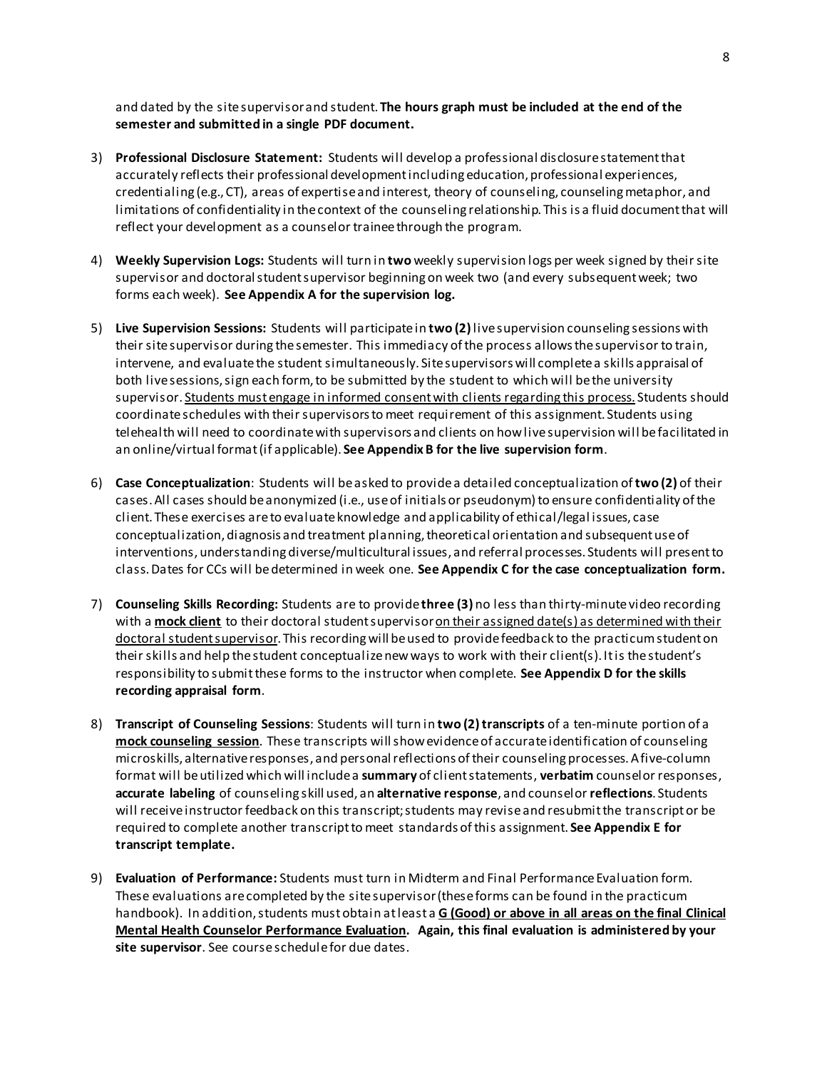and dated by the site supervisor and student. **The hours graph must be included at the end of the semester and submitted in a single PDF document.**

3) **Professional Disclosure Statement:** Students will develop a professional disclosure statement that accurately reflects their professional development including education, professional experiences, credentialing (e.g., CT), areas of expertise and interest, theory of counseling, counseling metaphor, and limitations of confidentiality in the context of the counseling relationship. This is a fluid document that will reflect your development as a counselor trainee through the program.

4) **Weekly Supervision Logs:** Students will turn in **two** weekly supervision logs per week signed by their site supervisor and doctoral student supervisor beginning on week two (and every subsequent week; two forms each week). **See Appendix A for the supervision log.**

5) **Live Supervision Sessions:** Students will participate in **two (2)** live supervision counseling sessions with their site supervisor during the semester. This immediacy of the process allows the supervisor to train, intervene, and evaluate the student simultaneously. Site supervisors will complete a skills appraisal of both live sessions, sign each form, to be submitted by the student to which will be the university supervisor. <u>Students must engage in informed consent with clients regarding this process.</u> Students should coordinate schedules with their supervisors to meet requirement of this assignment. Students using telehealth will need to coordinate with supervisors and clients on how live supervision will be facilitated in an online/virtual format (if applicable). **See Appendix B for the live supervision form**.

6) **Case Conceptualization**: Students will be asked to provide a detailed conceptualization of **two (2)** of their cases. All cases should be anonymized (i.e., use of initials or pseudonym) to ensure confidentiality of the client. These exercises are to evaluate knowledge and applicability of ethical/legal issues, case conceptualization, diagnosis and treatment planning, theoretical orientation and subsequent use of interventions, understanding diverse/multicultural issues, and referral processes. Students will present to class. Dates for CCs will be determined in week one. **See Appendix C for the case conceptualization form.**

7) **Counseling Skills Recording:** Students are to provide **three (3)** no less than thirty-minute video recording with a <u>**mock client**</u> to their doctoral student supervisor <u>on their assigned date(s) as determined with their doctoral student supervisor</u>. This recording will be used to provide feedback to the practicum student on their skills and help the student conceptualize new ways to work with their client(s). It is the student's responsibility to submit these forms to the instructor when complete. **See Appendix D for the skills recording appraisal form**.

8) **Transcript of Counseling Sessions**: Students will turn in **two (2) transcripts** of a ten-minute portion of a <u>**mock counseling session**</u>. These transcripts will show evidence of accurate identification of counseling microskills, alternative responses, and personal reflections of their counseling processes. A five-column format will be utilized which will include a **summary** of client statements, **verbatim** counselor responses, **accurate labeling** of counseling skill used, an **alternative response**, and counselor **reflections**. Students will receive instructor feedback on this transcript; students may revise and resubmit the transcript or be required to complete another transcript to meet standards of this assignment. **See Appendix E for transcript template.**

9) **Evaluation of Performance:** Students must turn in Midterm and Final Performance Evaluation form. These evaluations are completed by the site supervisor (these forms can be found in the practicum handbook). In addition, students must obtain at least a <u>**G (Good) or above in all areas on the final Clinical Mental Health Counselor Performance Evaluation**</u>. **Again, this final evaluation is administered by your site supervisor**. See course schedule for due dates.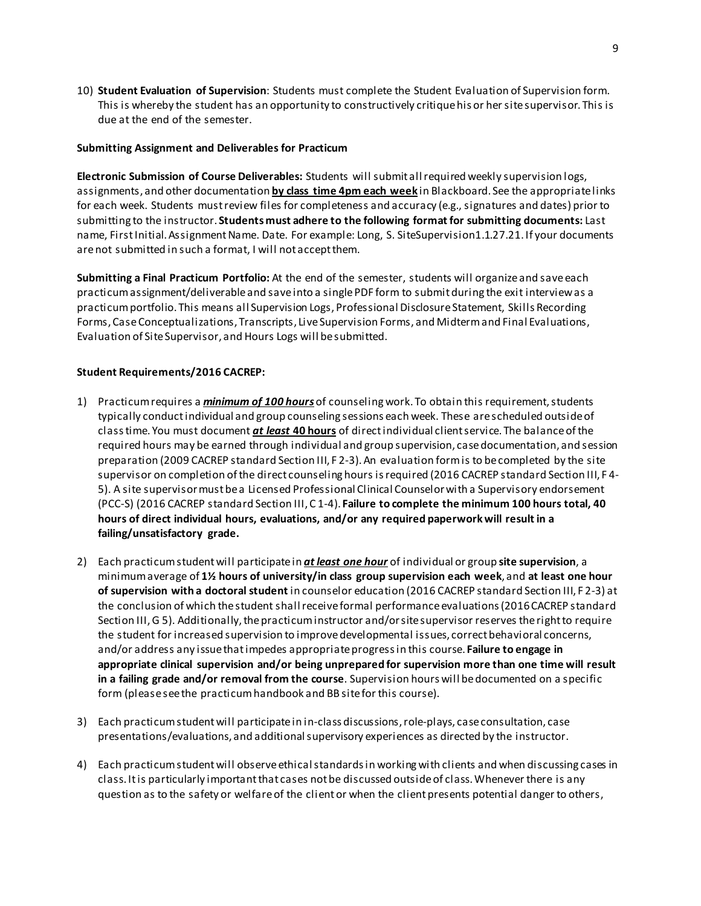10) **Student Evaluation of Supervision**: Students must complete the Student Evaluation of Supervision form. This is whereby the student has an opportunity to constructively critique his or her site supervisor. This is due at the end of the semester.

**Submitting Assignment and Deliverables for Practicum**

**Electronic Submission of Course Deliverables:** Students will submit all required weekly supervision logs, assignments, and other documentation **by class time 4pm each week** in Blackboard. See the appropriate links for each week. Students must review files for completeness and accuracy (e.g., signatures and dates) prior to submitting to the instructor. **Students must adhere to the following format for submitting documents:** Last name, First Initial. Assignment Name. Date. For example: Long, S. SiteSupervision1.1.27.21. If your documents are not submitted in such a format, I will not accept them.

**Submitting a Final Practicum Portfolio:** At the end of the semester, students will organize and save each practicum assignment/deliverable and save into a single PDF form to submit during the exit interview as a practicum portfolio. This means all Supervision Logs, Professional Disclosure Statement, Skills Recording Forms, Case Conceptualizations, Transcripts, Live Supervision Forms, and Midterm and Final Evaluations, Evaluation of Site Supervisor, and Hours Logs will be submitted.

**Student Requirements/2016 CACREP:**

1) Practicum requires a ***minimum of 100 hours*** of counseling work. To obtain this requirement, students typically conduct individual and group counseling sessions each week. These are scheduled outside of class time. You must document ***at least* 40 hours** of direct individual client service. The balance of the required hours may be earned through individual and group supervision, case documentation, and session preparation (2009 CACREP standard Section III, F 2-3). An evaluation form is to be completed by the site supervisor on completion of the direct counseling hours is required (2016 CACREP standard Section III, F 4-5). A site supervisor must be a Licensed Professional Clinical Counselor with a Supervisory endorsement (PCC-S) (2016 CACREP standard Section III, C 1-4). **Failure to complete the minimum 100 hours total, 40 hours of direct individual hours, evaluations, and/or any required paperwork will result in a failing/unsatisfactory grade.**

2) Each practicum student will participate in ***at least one hour*** of individual or group **site supervision**, a minimum average of **1½ hours of university/in class group supervision each week**, and **at least one hour of supervision with a doctoral student** in counselor education (2016 CACREP standard Section III, F 2-3) at the conclusion of which the student shall receive formal performance evaluations (2016 CACREP standard Section III, G 5). Additionally, the practicum instructor and/or site supervisor reserves the right to require the student for increased supervision to improve developmental issues, correct behavioral concerns, and/or address any issue that impedes appropriate progress in this course. **Failure to engage in appropriate clinical supervision and/or being unprepared for supervision more than one time will result in a failing grade and/or removal from the course**. Supervision hours will be documented on a specific form (please see the practicum handbook and BB site for this course).

3) Each practicum student will participate in in-class discussions, role-plays, case consultation, case presentations/evaluations, and additional supervisory experiences as directed by the instructor.

4) Each practicum student will observe ethical standards in working with clients and when discussing cases in class. It is particularly important that cases not be discussed outside of class. Whenever there is any question as to the safety or welfare of the client or when the client presents potential danger to others,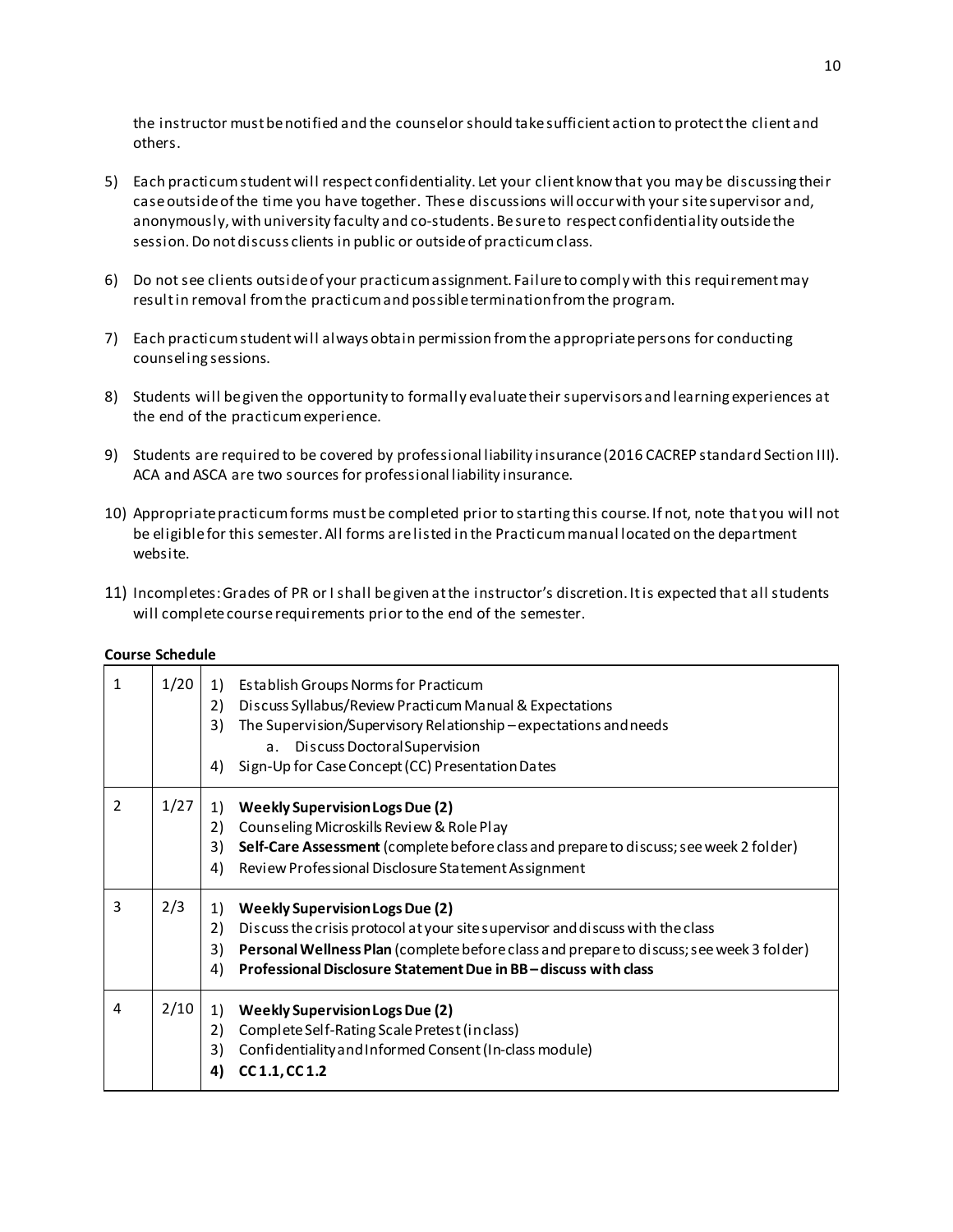the instructor must be notified and the counselor should take sufficient action to protect the client and others.

5) Each practicum student will respect confidentiality. Let your client know that you may be discussing their case outside of the time you have together. These discussions will occur with your site supervisor and, anonymously, with university faculty and co-students. Be sure to respect confidentiality outside the session. Do not discuss clients in public or outside of practicum class.

6) Do not see clients outside of your practicum assignment. Failure to comply with this requirement may result in removal from the practicum and possible termination from the program.

7) Each practicum student will always obtain permission from the appropriate persons for conducting counseling sessions.

8) Students will be given the opportunity to formally evaluate their supervisors and learning experiences at the end of the practicum experience.

9) Students are required to be covered by professional liability insurance (2016 CACREP standard Section III). ACA and ASCA are two sources for professional liability insurance.

10) Appropriate practicum forms must be completed prior to starting this course. If not, note that you will not be eligible for this semester. All forms are listed in the Practicum manual located on the department website.

11) Incompletes: Grades of PR or I shall be given at the instructor's discretion. It is expected that all students will complete course requirements prior to the end of the semester.

**Course Schedule**

| | | |
|---|---|---|
| 1 | 1/20 | 1) Establish Groups Norms for Practicum<br>2) Discuss Syllabus/Review Practicum Manual & Expectations<br>3) The Supervision/Supervisory Relationship – expectations and needs<br>a. Discuss Doctoral Supervision<br>4) Sign-Up for Case Concept (CC) Presentation Dates |
| 2 | 1/27 | 1) **Weekly Supervision Logs Due (2)**<br>2) Counseling Microskills Review & Role Play<br>3) **Self-Care Assessment** (complete before class and prepare to discuss; see week 2 folder)<br>4) Review Professional Disclosure Statement Assignment |
| 3 | 2/3 | 1) **Weekly Supervision Logs Due (2)**<br>2) Discuss the crisis protocol at your site supervisor and discuss with the class<br>3) **Personal Wellness Plan** (complete before class and prepare to discuss; see week 3 folder)<br>4) **Professional Disclosure Statement Due in BB – discuss with class** |
| 4 | 2/10 | 1) **Weekly Supervision Logs Due (2)**<br>2) Complete Self-Rating Scale Pretest (in class)<br>3) Confidentiality and Informed Consent (In-class module)<br>**4) CC 1.1, CC 1.2** |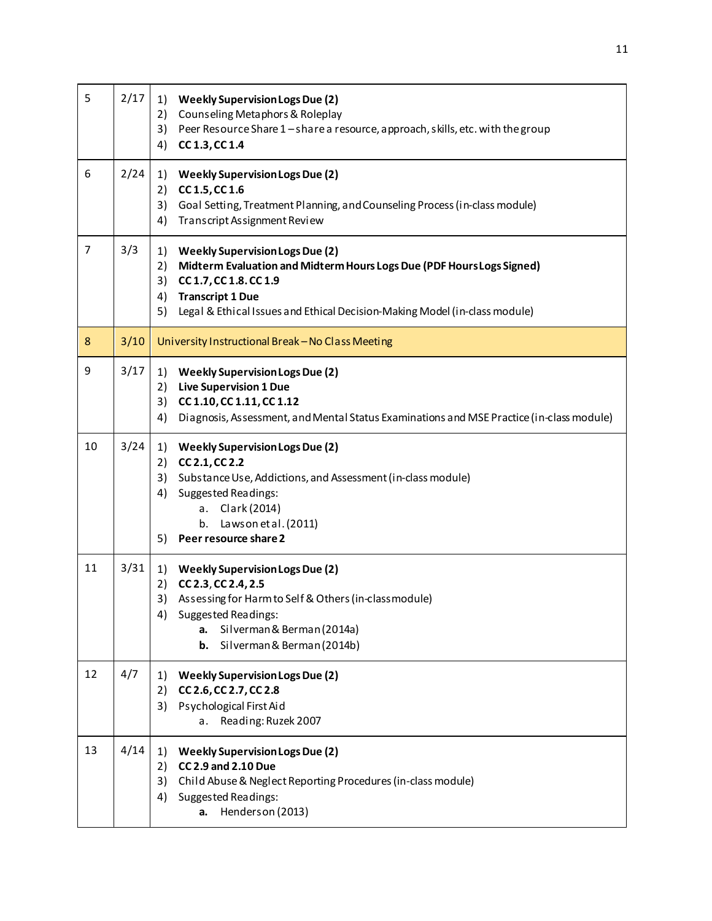| 5 | 2/17 | 1) **Weekly Supervision Logs Due (2)**<br>2) Counseling Metaphors & Roleplay<br>3) Peer Resource Share 1 – share a resource, approach, skills, etc. with the group<br>4) **CC 1.3, CC 1.4** |
|---|---|---|
| 6 | 2/24 | 1) **Weekly Supervision Logs Due (2)**<br>2) **CC 1.5, CC 1.6**<br>3) Goal Setting, Treatment Planning, and Counseling Process (in-class module)<br>4) Transcript Assignment Review |
| 7 | 3/3 | 1) **Weekly Supervision Logs Due (2)**<br>2) **Midterm Evaluation and Midterm Hours Logs Due (PDF Hours Logs Signed)**<br>3) **CC 1.7, CC 1.8. CC 1.9**<br>4) **Transcript 1 Due**<br>5) Legal & Ethical Issues and Ethical Decision-Making Model (in-class module) |
| 8 | 3/10 | University Instructional Break – No Class Meeting |
| 9 | 3/17 | 1) **Weekly Supervision Logs Due (2)**<br>2) **Live Supervision 1 Due**<br>3) **CC 1.10, CC 1.11, CC 1.12**<br>4) Diagnosis, Assessment, and Mental Status Examinations and MSE Practice (in-class module) |
| 10 | 3/24 | 1) **Weekly Supervision Logs Due (2)**<br>2) **CC 2.1, CC 2.2**<br>3) Substance Use, Addictions, and Assessment (in-class module)<br>4) Suggested Readings:<br>a. Clark (2014)<br>b. Lawson et al. (2011)<br>5) **Peer resource share 2** |
| 11 | 3/31 | 1) **Weekly Supervision Logs Due (2)**<br>2) **CC 2.3, CC 2.4, 2.5**<br>3) Assessing for Harm to Self & Others (in-class module)<br>4) Suggested Readings:<br>**a.** Silverman & Berman (2014a)<br>**b.** Silverman & Berman (2014b) |
| 12 | 4/7 | 1) **Weekly Supervision Logs Due (2)**<br>2) **CC 2.6, CC 2.7, CC 2.8**<br>3) Psychological First Aid<br>a. Reading: Ruzek 2007 |
| 13 | 4/14 | 1) **Weekly Supervision Logs Due (2)**<br>2) **CC 2.9 and 2.10 Due**<br>3) Child Abuse & Neglect Reporting Procedures (in-class module)<br>4) Suggested Readings:<br>**a.** Henderson (2013) |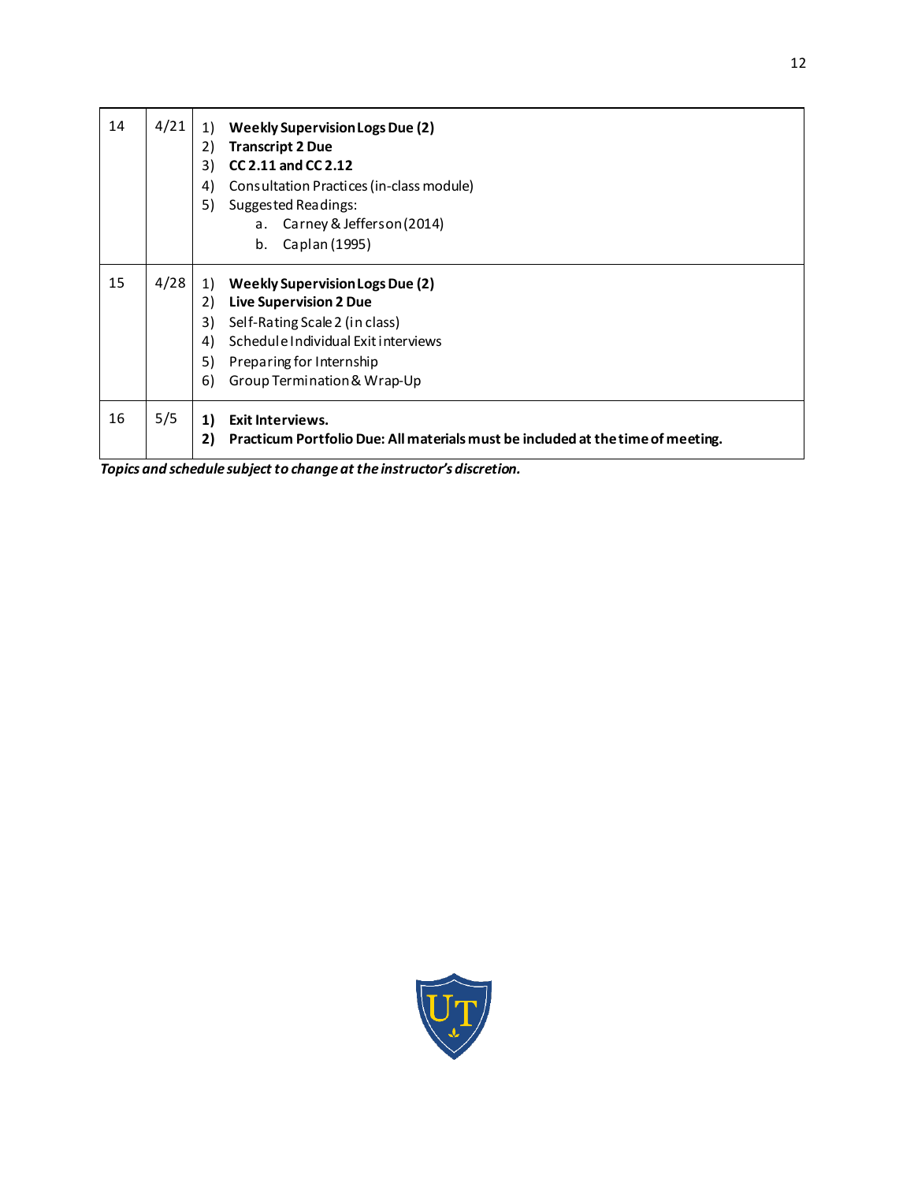| | | |
|---|---|---|
| 14 | 4/21 | 1) **Weekly Supervision Logs Due (2)**<br>2) **Transcript 2 Due**<br>3) **CC 2.11 and CC 2.12**<br>4) Consultation Practices (in-class module)<br>5) Suggested Readings:<br>&nbsp;&nbsp;&nbsp;&nbsp;a. Carney & Jefferson (2014)<br>&nbsp;&nbsp;&nbsp;&nbsp;b. Caplan (1995) |
| 15 | 4/28 | 1) **Weekly Supervision Logs Due (2)**<br>2) **Live Supervision 2 Due**<br>3) Self-Rating Scale 2 (in class)<br>4) Schedule Individual Exit interviews<br>5) Preparing for Internship<br>6) Group Termination & Wrap-Up |
| 16 | 5/5 | **1) Exit Interviews.**<br>**2) Practicum Portfolio Due: All materials must be included at the time of meeting.** |

***Topics and schedule subject to change at the instructor's discretion.***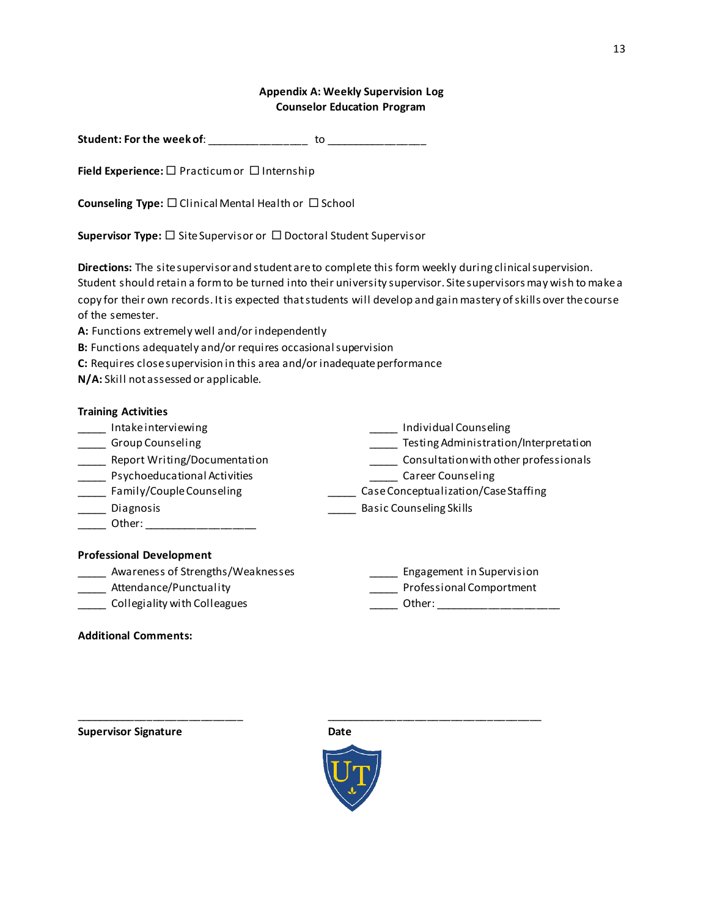## Appendix A: Weekly Supervision Log
### Counselor Education Program

**Student: For the week of**: ________________ to ________________

**Field Experience:** ☐ Practicum or ☐ Internship

**Counseling Type:** ☐ Clinical Mental Health or ☐ School

**Supervisor Type:** ☐ Site Supervisor or ☐ Doctoral Student Supervisor

**Directions:** The site supervisor and student are to complete this form weekly during clinical supervision. Student should retain a form to be turned into their university supervisor. Site supervisors may wish to make a copy for their own records. It is expected that students will develop and gain mastery of skills over the course of the semester.

**A:** Functions extremely well and/or independently

**B:** Functions adequately and/or requires occasional supervision

**C:** Requires close supervision in this area and/or inadequate performance

**N/A:** Skill not assessed or applicable.

**Training Activities**

_____ Intake interviewing

_____ Group Counseling

_____ Report Writing/Documentation

_____ Psychoeducational Activities

_____ Family/Couple Counseling

_____ Diagnosis

_____ Other: ________________

_____ Individual Counseling

_____ Testing Administration/Interpretation

_____ Consultation with other professionals

_____ Career Counseling

_____ Case Conceptualization/Case Staffing

_____ Basic Counseling Skills

**Professional Development**

_____ Awareness of Strengths/Weaknesses

_____ Attendance/Punctuality

_____ Collegiality with Colleagues

_____ Engagement in Supervision

_____ Professional Comportment

_____ Other: ____________________

**Additional Comments:**

____________________________ ____________________________________

**Supervisor Signature** **Date**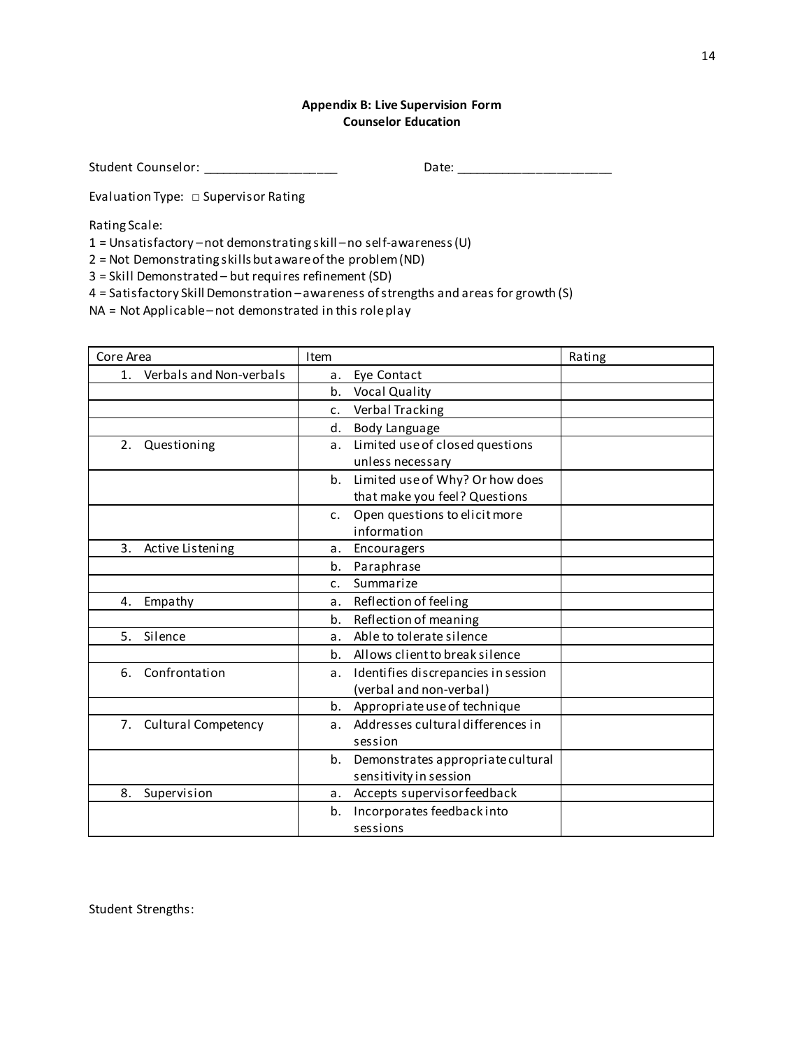**Appendix B: Live Supervision Form**
**Counselor Education**

Student Counselor: ___________________ Date: ______________________

Evaluation Type: □ Supervisor Rating

Rating Scale:

1 = Unsatisfactory – not demonstrating skill – no self-awareness (U)
2 = Not Demonstrating skills but aware of the problem (ND)
3 = Skill Demonstrated – but requires refinement (SD)
4 = Satisfactory Skill Demonstration – awareness of strengths and areas for growth (S)
NA = Not Applicable – not demonstrated in this role play

| Core Area | Item | Rating |
|---|---|---|
| 1. Verbals and Non-verbals | a. Eye Contact | |
| | b. Vocal Quality | |
| | c. Verbal Tracking | |
| | d. Body Language | |
| 2. Questioning | a. Limited use of closed questions unless necessary | |
| | b. Limited use of Why? Or how does that make you feel? Questions | |
| | c. Open questions to elicit more information | |
| 3. Active Listening | a. Encouragers | |
| | b. Paraphrase | |
| | c. Summarize | |
| 4. Empathy | a. Reflection of feeling | |
| | b. Reflection of meaning | |
| 5. Silence | a. Able to tolerate silence | |
| | b. Allows client to break silence | |
| 6. Confrontation | a. Identifies discrepancies in session (verbal and non-verbal) | |
| | b. Appropriate use of technique | |
| 7. Cultural Competency | a. Addresses cultural differences in session | |
| | b. Demonstrates appropriate cultural sensitivity in session | |
| 8. Supervision | a. Accepts supervisor feedback | |
| | b. Incorporates feedback into sessions | |

Student Strengths: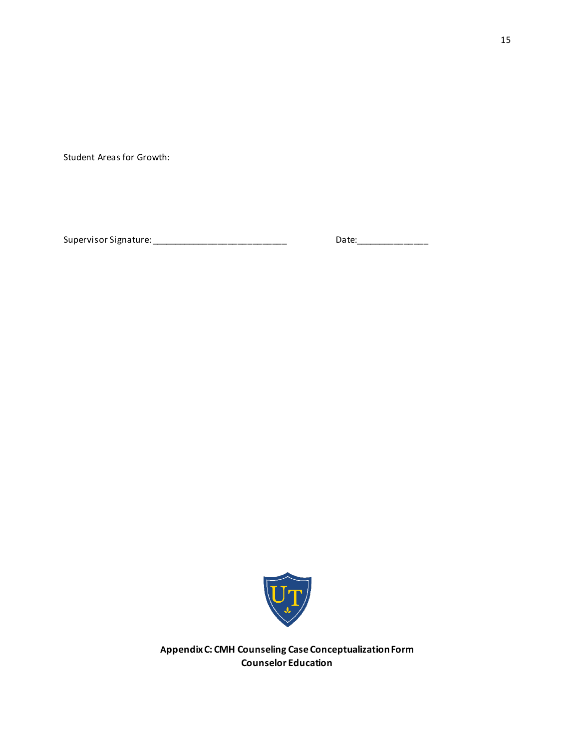Student Areas for Growth:

Supervisor Signature: ___________________________ Date:______________

**Appendix C: CMH Counseling Case Conceptualization Form**
**Counselor Education**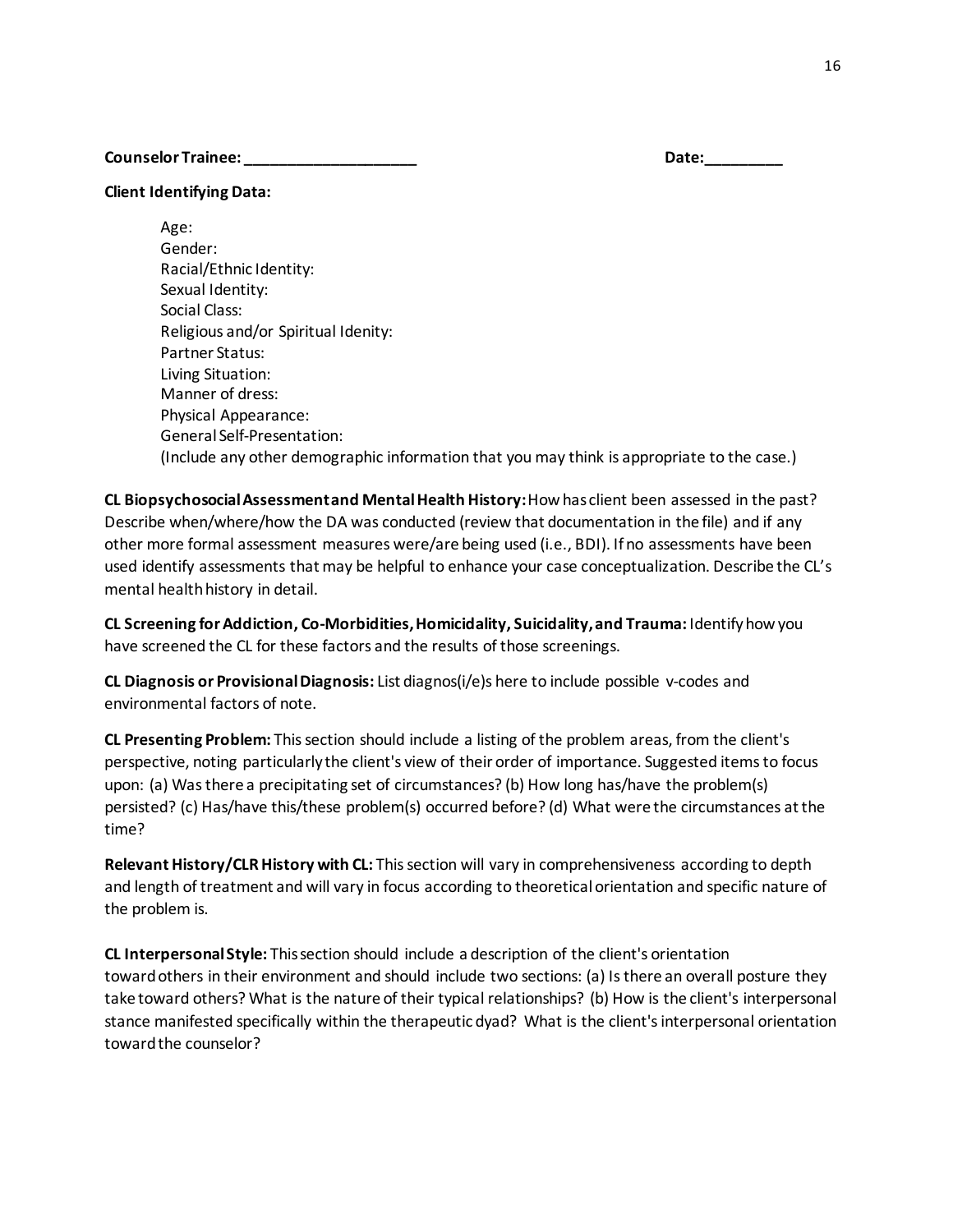**Counselor Trainee: ____________________** **Date:_________**

**Client Identifying Data:**

Age:
Gender:
Racial/Ethnic Identity:
Sexual Identity:
Social Class:
Religious and/or Spiritual Idenity:
Partner Status:
Living Situation:
Manner of dress:
Physical Appearance:
General Self-Presentation:
(Include any other demographic information that you may think is appropriate to the case.)

**CL Biopsychosocial Assessment and Mental Health History:** How has client been assessed in the past? Describe when/where/how the DA was conducted (review that documentation in the file) and if any other more formal assessment measures were/are being used (i.e., BDI). If no assessments have been used identify assessments that may be helpful to enhance your case conceptualization. Describe the CL's mental health history in detail.

**CL Screening for Addiction, Co-Morbidities, Homicidality, Suicidality, and Trauma:** Identify how you have screened the CL for these factors and the results of those screenings.

**CL Diagnosis or Provisional Diagnosis:** List diagnos(i/e)s here to include possible v-codes and environmental factors of note.

**CL Presenting Problem:** This section should include a listing of the problem areas, from the client's perspective, noting particularly the client's view of their order of importance. Suggested items to focus upon: (a) Was there a precipitating set of circumstances? (b) How long has/have the problem(s) persisted? (c) Has/have this/these problem(s) occurred before? (d) What were the circumstances at the time?

**Relevant History/CLR History with CL:** This section will vary in comprehensiveness according to depth and length of treatment and will vary in focus according to theoretical orientation and specific nature of the problem is.

**CL Interpersonal Style:** This section should include a description of the client's orientation toward others in their environment and should include two sections: (a) Is there an overall posture they take toward others? What is the nature of their typical relationships? (b) How is the client's interpersonal stance manifested specifically within the therapeutic dyad? What is the client's interpersonal orientation toward the counselor?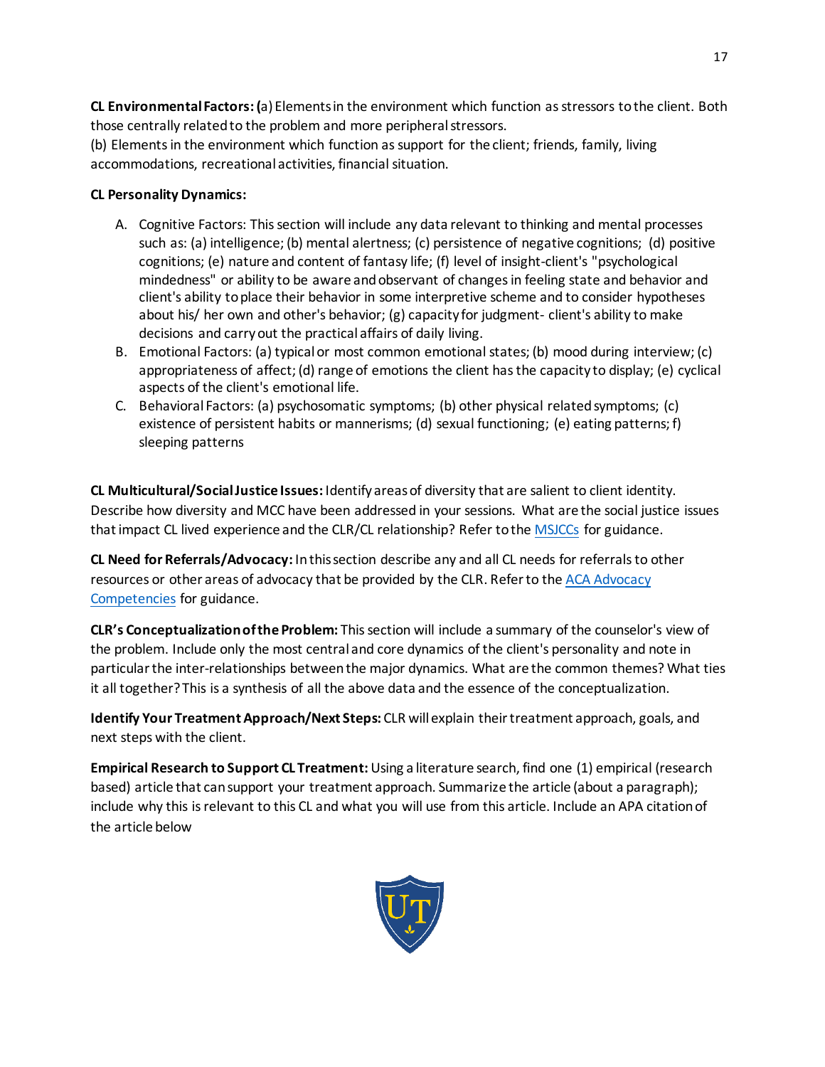**CL Environmental Factors: (**a) Elements in the environment which function as stressors to the client. Both those centrally related to the problem and more peripheral stressors.
(b) Elements in the environment which function as support for the client; friends, family, living accommodations, recreational activities, financial situation.

**CL Personality Dynamics:**

A. Cognitive Factors: This section will include any data relevant to thinking and mental processes such as: (a) intelligence; (b) mental alertness; (c) persistence of negative cognitions; (d) positive cognitions; (e) nature and content of fantasy life; (f) level of insight-client's "psychological mindedness" or ability to be aware and observant of changes in feeling state and behavior and client's ability to place their behavior in some interpretive scheme and to consider hypotheses about his/ her own and other's behavior; (g) capacity for judgment- client's ability to make decisions and carry out the practical affairs of daily living.
B. Emotional Factors: (a) typical or most common emotional states; (b) mood during interview; (c) appropriateness of affect; (d) range of emotions the client has the capacity to display; (e) cyclical aspects of the client's emotional life.
C. Behavioral Factors: (a) psychosomatic symptoms; (b) other physical related symptoms; (c) existence of persistent habits or mannerisms; (d) sexual functioning; (e) eating patterns; f) sleeping patterns

**CL Multicultural/Social Justice Issues:** Identify areas of diversity that are salient to client identity. Describe how diversity and MCC have been addressed in your sessions. What are the social justice issues that impact CL lived experience and the CLR/CL relationship? Refer to the MSJCCs for guidance.

**CL Need for Referrals/Advocacy:** In this section describe any and all CL needs for referrals to other resources or other areas of advocacy that be provided by the CLR. Refer to the ACA Advocacy Competencies for guidance.

**CLR's Conceptualization of the Problem:** This section will include a summary of the counselor's view of the problem. Include only the most central and core dynamics of the client's personality and note in particular the inter-relationships between the major dynamics. What are the common themes? What ties it all together? This is a synthesis of all the above data and the essence of the conceptualization.

**Identify Your Treatment Approach/Next Steps:** CLR will explain their treatment approach, goals, and next steps with the client.

**Empirical Research to Support CL Treatment:** Using a literature search, find one (1) empirical (research based) article that can support your treatment approach. Summarize the article (about a paragraph); include why this is relevant to this CL and what you will use from this article. Include an APA citation of the article below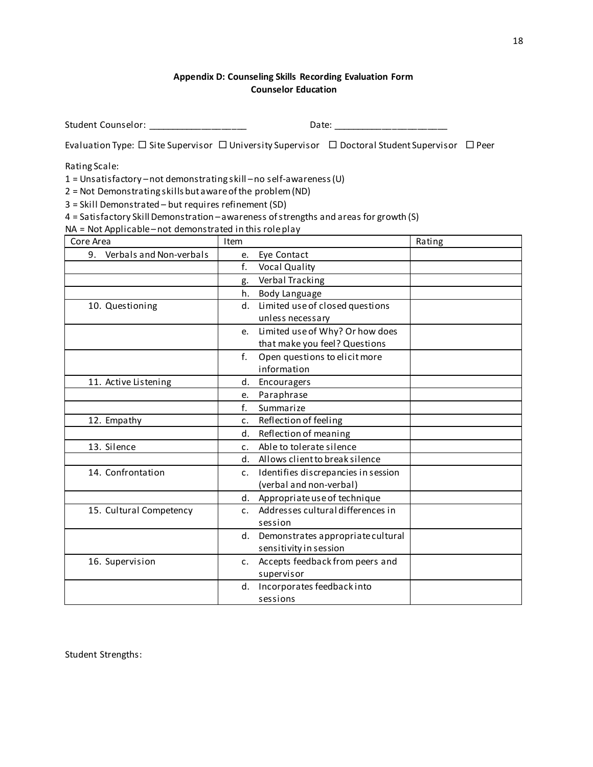**Appendix D: Counseling Skills Recording Evaluation Form**
**Counselor Education**

Student Counselor: ___________________ Date: ______________________

Evaluation Type: ☐ Site Supervisor ☐ University Supervisor ☐ Doctoral Student Supervisor ☐ Peer

Rating Scale:

1 = Unsatisfactory – not demonstrating skill – no self-awareness (U)

2 = Not Demonstrating skills but aware of the problem (ND)

3 = Skill Demonstrated – but requires refinement (SD)

4 = Satisfactory Skill Demonstration – awareness of strengths and areas for growth (S)

NA = Not Applicable – not demonstrated in this role play

| Core Area | Item | Rating |
|---|---|---|
| 9. Verbals and Non-verbals | e. Eye Contact | |
| | f. Vocal Quality | |
| | g. Verbal Tracking | |
| | h. Body Language | |
| 10. Questioning | d. Limited use of closed questions unless necessary | |
| | e. Limited use of Why? Or how does that make you feel? Questions | |
| | f. Open questions to elicit more information | |
| 11. Active Listening | d. Encouragers | |
| | e. Paraphrase | |
| | f. Summarize | |
| 12. Empathy | c. Reflection of feeling | |
| | d. Reflection of meaning | |
| 13. Silence | c. Able to tolerate silence | |
| | d. Allows client to break silence | |
| 14. Confrontation | c. Identifies discrepancies in session (verbal and non-verbal) | |
| | d. Appropriate use of technique | |
| 15. Cultural Competency | c. Addresses cultural differences in session | |
| | d. Demonstrates appropriate cultural sensitivity in session | |
| 16. Supervision | c. Accepts feedback from peers and supervisor | |
| | d. Incorporates feedback into sessions | |

Student Strengths: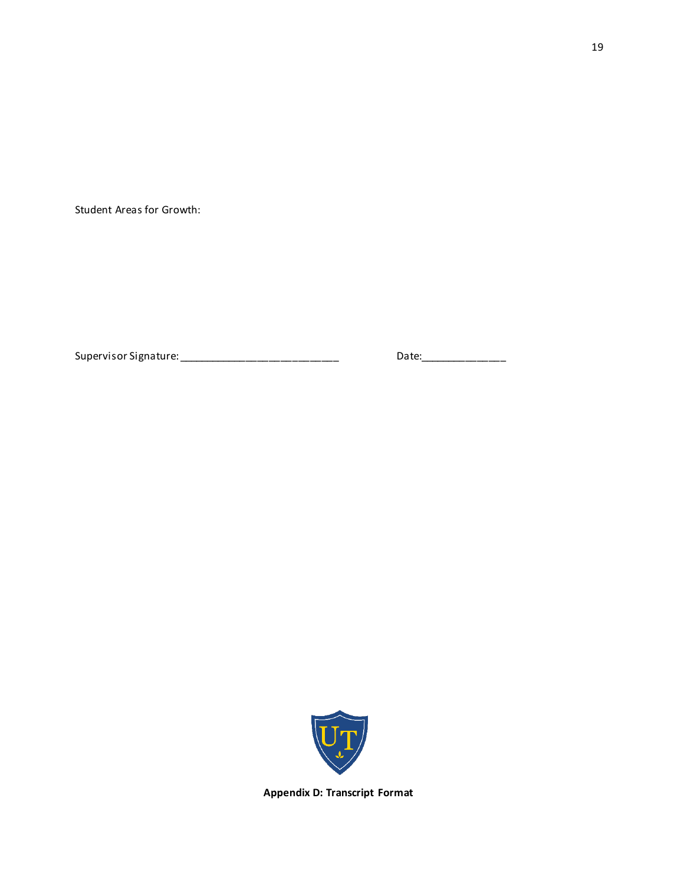Student Areas for Growth:

Supervisor Signature: ___________________________ Date:______________

**Appendix D: Transcript Format**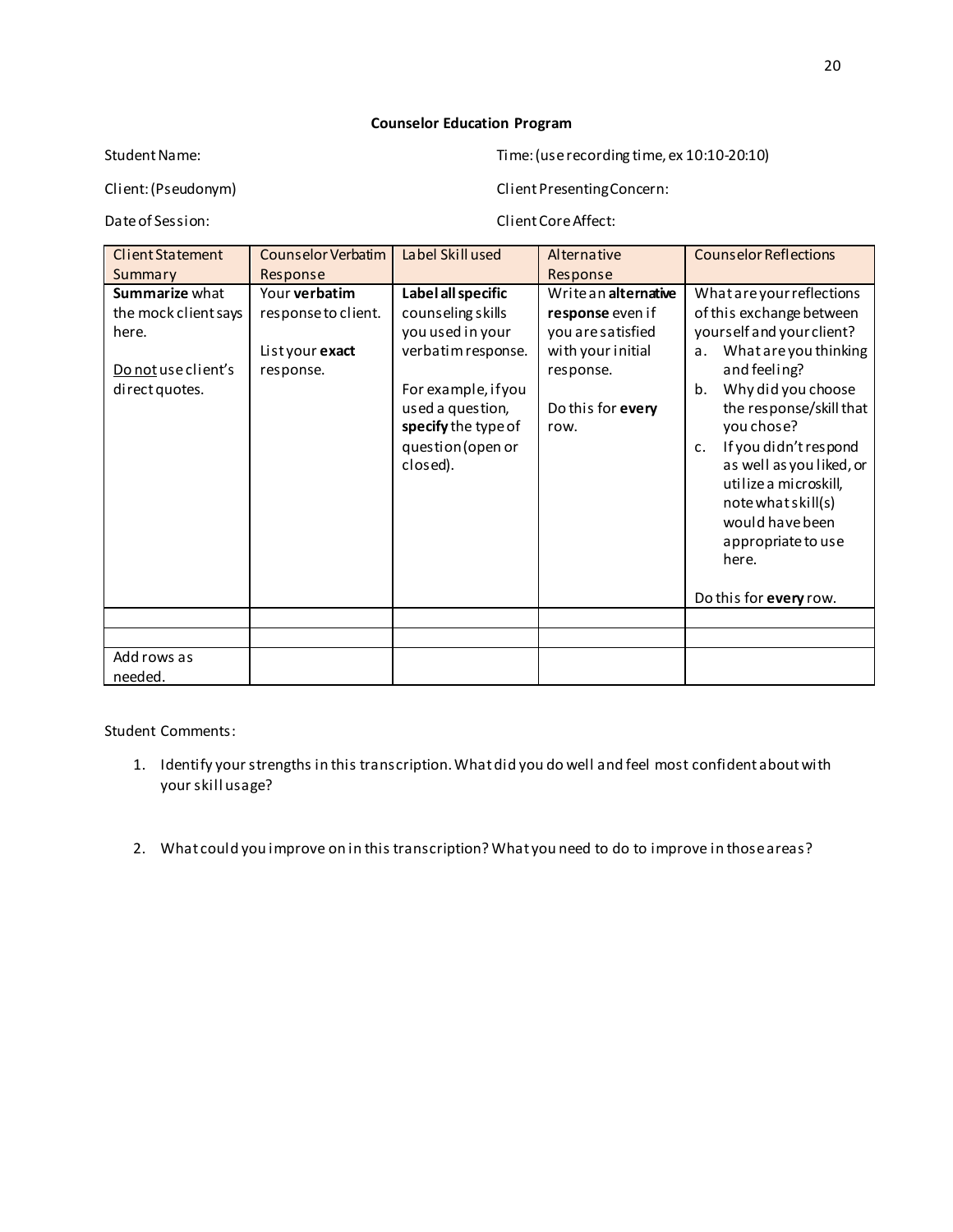**Counselor Education Program**

Student Name: Time: (use recording time, ex 10:10-20:10)

Client: (Pseudonym) Client Presenting Concern:

Date of Session: Client Core Affect:

| Client Statement Summary | Counselor Verbatim Response | Label Skill used | Alternative Response | Counselor Reflections |
|---|---|---|---|---|
| **Summarize** what the mock client says here.<br><br><u>Do not</u> use client's direct quotes. | Your **verbatim** response to client.<br><br>List your **exact** response. | **Label all specific** counseling skills you used in your verbatim response.<br><br>For example, if you used a question, **specify** the type of question (open or closed). | Write an **alternative response** even if you are satisfied with your initial response.<br><br>Do this for **every** row. | What are your reflections of this exchange between yourself and your client?<br>a. What are you thinking and feeling?<br>b. Why did you choose the response/skill that you chose?<br>c. If you didn't respond as well as you liked, or utilize a microskill, note what skill(s) would have been appropriate to use here.<br><br>Do this for **every** row. |
| | | | | |
| | | | | |
| Add rows as needed. | | | | |

Student Comments:

1. Identify your strengths in this transcription. What did you do well and feel most confident about with your skill usage?

2. What could you improve on in this transcription? What you need to do to improve in those areas?